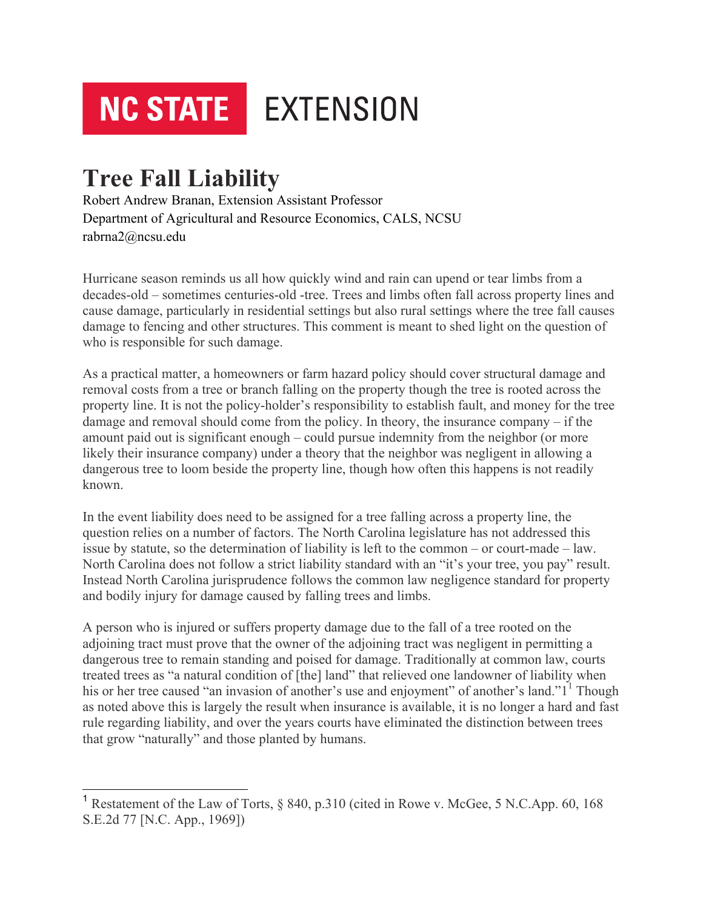NC STATE EXTENSION

# Tree Fall Liability

Robert Andrew Branan, Extension Assistant Professor
Department of Agricultural and Resource Economics, CALS, NCSU
rabrna2@ncsu.edu

Hurricane season reminds us all how quickly wind and rain can upend or tear limbs from a decades-old – sometimes centuries-old -tree. Trees and limbs often fall across property lines and cause damage, particularly in residential settings but also rural settings where the tree fall causes damage to fencing and other structures. This comment is meant to shed light on the question of who is responsible for such damage.

As a practical matter, a homeowners or farm hazard policy should cover structural damage and removal costs from a tree or branch falling on the property though the tree is rooted across the property line. It is not the policy-holder's responsibility to establish fault, and money for the tree damage and removal should come from the policy. In theory, the insurance company – if the amount paid out is significant enough – could pursue indemnity from the neighbor (or more likely their insurance company) under a theory that the neighbor was negligent in allowing a dangerous tree to loom beside the property line, though how often this happens is not readily known.

In the event liability does need to be assigned for a tree falling across a property line, the question relies on a number of factors. The North Carolina legislature has not addressed this issue by statute, so the determination of liability is left to the common – or court-made – law. North Carolina does not follow a strict liability standard with an "it's your tree, you pay" result. Instead North Carolina jurisprudence follows the common law negligence standard for property and bodily injury for damage caused by falling trees and limbs.

A person who is injured or suffers property damage due to the fall of a tree rooted on the adjoining tract must prove that the owner of the adjoining tract was negligent in permitting a dangerous tree to remain standing and poised for damage. Traditionally at common law, courts treated trees as "a natural condition of [the] land" that relieved one landowner of liability when his or her tree caused "an invasion of another's use and enjoyment" of another's land."1[1] Though as noted above this is largely the result when insurance is available, it is no longer a hard and fast rule regarding liability, and over the years courts have eliminated the distinction between trees that grow "naturally" and those planted by humans.

---

[1] Restatement of the Law of Torts, § 840, p.310 (cited in Rowe v. McGee, 5 N.C.App. 60, 168 S.E.2d 77 [N.C. App., 1969])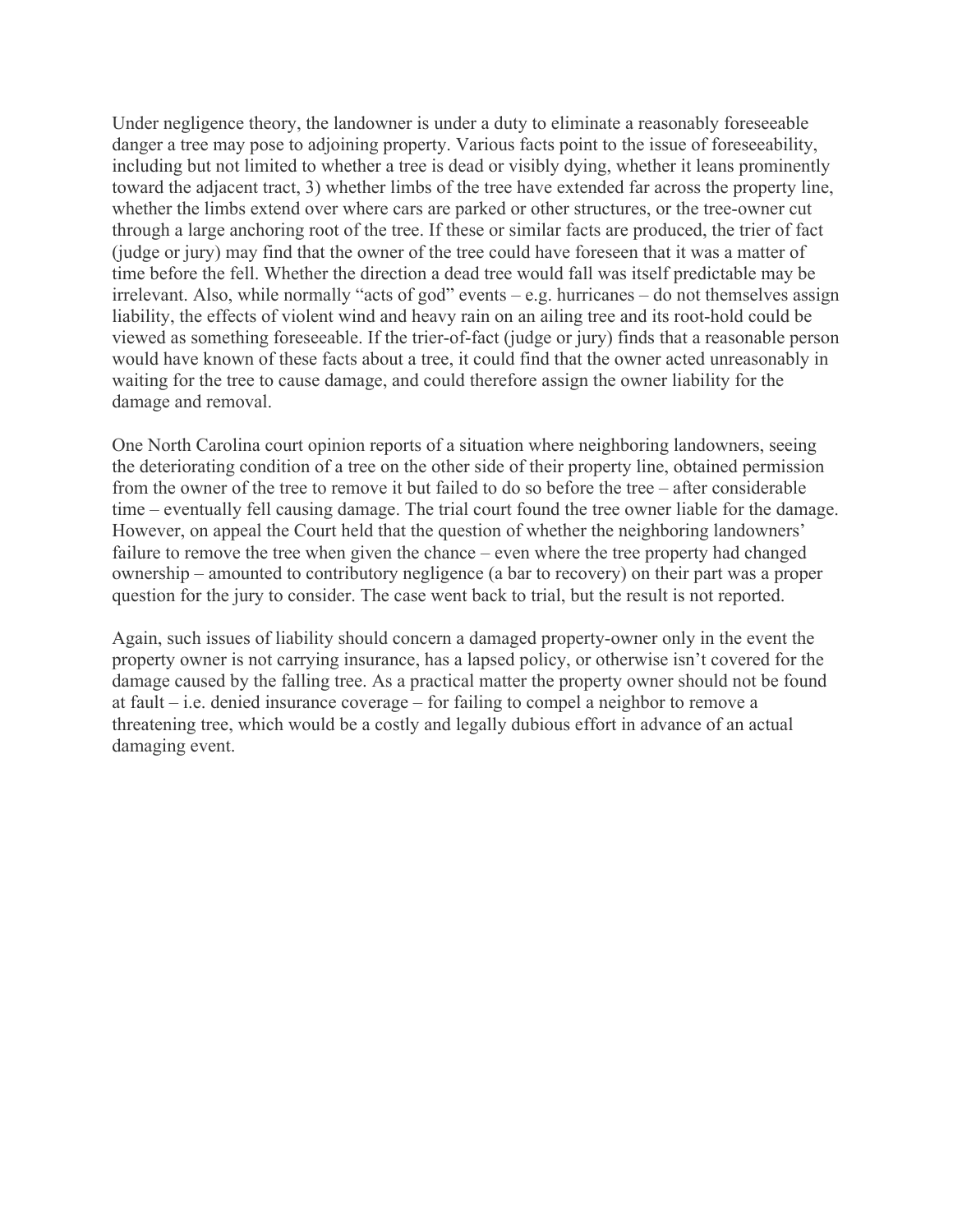Under negligence theory, the landowner is under a duty to eliminate a reasonably foreseeable danger a tree may pose to adjoining property. Various facts point to the issue of foreseeability, including but not limited to whether a tree is dead or visibly dying, whether it leans prominently toward the adjacent tract, 3) whether limbs of the tree have extended far across the property line, whether the limbs extend over where cars are parked or other structures, or the tree-owner cut through a large anchoring root of the tree. If these or similar facts are produced, the trier of fact (judge or jury) may find that the owner of the tree could have foreseen that it was a matter of time before the fell. Whether the direction a dead tree would fall was itself predictable may be irrelevant. Also, while normally "acts of god" events – e.g. hurricanes – do not themselves assign liability, the effects of violent wind and heavy rain on an ailing tree and its root-hold could be viewed as something foreseeable. If the trier-of-fact (judge or jury) finds that a reasonable person would have known of these facts about a tree, it could find that the owner acted unreasonably in waiting for the tree to cause damage, and could therefore assign the owner liability for the damage and removal.

One North Carolina court opinion reports of a situation where neighboring landowners, seeing the deteriorating condition of a tree on the other side of their property line, obtained permission from the owner of the tree to remove it but failed to do so before the tree – after considerable time – eventually fell causing damage. The trial court found the tree owner liable for the damage. However, on appeal the Court held that the question of whether the neighboring landowners' failure to remove the tree when given the chance – even where the tree property had changed ownership – amounted to contributory negligence (a bar to recovery) on their part was a proper question for the jury to consider. The case went back to trial, but the result is not reported.

Again, such issues of liability should concern a damaged property-owner only in the event the property owner is not carrying insurance, has a lapsed policy, or otherwise isn't covered for the damage caused by the falling tree. As a practical matter the property owner should not be found at fault – i.e. denied insurance coverage – for failing to compel a neighbor to remove a threatening tree, which would be a costly and legally dubious effort in advance of an actual damaging event.